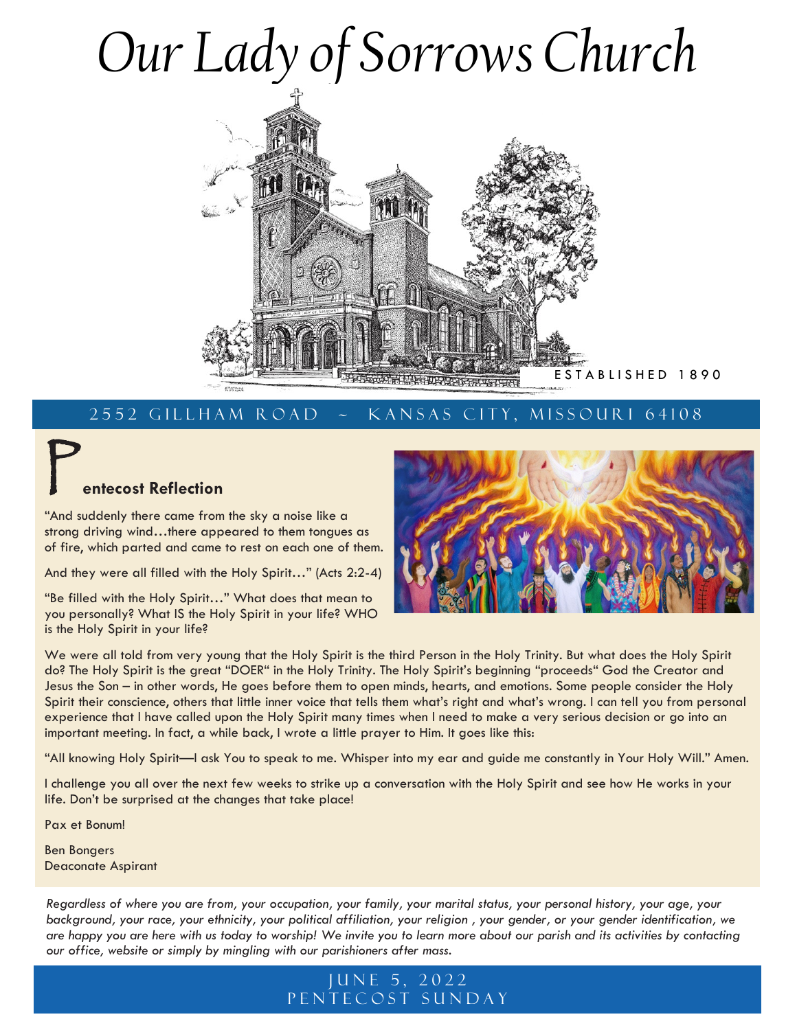# Our Lady of Sorrows Church

ESTABLISHED 1890

2552 GILLHAM ROAD ~ KANSAS CITY, MISSOURI 64108

## Pentecost Reflection

"And suddenly there came from the sky a noise like a strong driving wind…there appeared to them tongues as of fire, which parted and came to rest on each one of them.

And they were all filled with the Holy Spirit…" (Acts 2:2-4)

"Be filled with the Holy Spirit…" What does that mean to you personally? What IS the Holy Spirit in your life? WHO is the Holy Spirit in your life?

We were all told from very young that the Holy Spirit is the third Person in the Holy Trinity. But what does the Holy Spirit do? The Holy Spirit is the great "DOER" in the Holy Trinity. The Holy Spirit's beginning "proceeds" God the Creator and Jesus the Son – in other words, He goes before them to open minds, hearts, and emotions. Some people consider the Holy Spirit their conscience, others that little inner voice that tells them what's right and what's wrong. I can tell you from personal experience that I have called upon the Holy Spirit many times when I need to make a very serious decision or go into an important meeting. In fact, a while back, I wrote a little prayer to Him. It goes like this:

"All knowing Holy Spirit—I ask You to speak to me. Whisper into my ear and guide me constantly in Your Holy Will." Amen.

I challenge you all over the next few weeks to strike up a conversation with the Holy Spirit and see how He works in your life. Don't be surprised at the changes that take place!

Pax et Bonum!

Ben Bongers
Deaconate Aspirant

*Regardless of where you are from, your occupation, your family, your marital status, your personal history, your age, your background, your race, your ethnicity, your political affiliation, your religion , your gender, or your gender identification, we are happy you are here with us today to worship! We invite you to learn more about our parish and its activities by contacting our office, website or simply by mingling with our parishioners after mass.*

JUNE 5, 2022
PENTECOST SUNDAY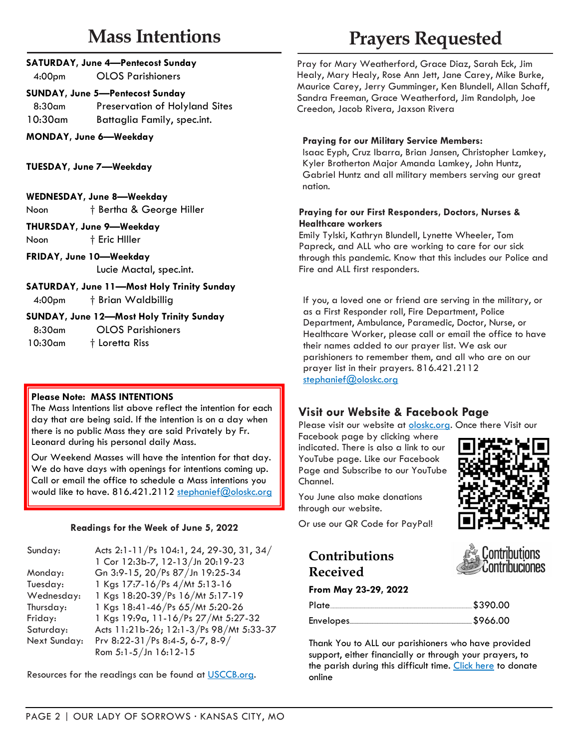# Mass Intentions

**SATURDAY, June 4—Pentecost Sunday**
4:00pm OLOS Parishioners

**SUNDAY, June 5—Pentecost Sunday**
8:30am Preservation of Holyland Sites
10:30am Battaglia Family, spec.int.

**MONDAY, June 6—Weekday**

**TUESDAY, June 7—Weekday**

**WEDNESDAY, June 8—Weekday**
Noon † Bertha & George Hiller

**THURSDAY, June 9—Weekday**
Noon † Eric Hlller

**FRIDAY, June 10—Weekday**
Lucie Mactal, spec.int.

**SATURDAY, June 11—Most Holy Trinity Sunday**
4:00pm † Brian Waldbillig

**SUNDAY, June 12—Most Holy Trinity Sunday**
8:30am OLOS Parishioners
10:30am † Loretta Riss

**Please Note: MASS INTENTIONS**
The Mass Intentions list above reflect the intention for each day that are being said. If the intention is on a day when there is no public Mass they are said Privately by Fr. Leonard during his personal daily Mass.

Our Weekend Masses will have the intention for that day. We do have days with openings for intentions coming up. Call or email the office to schedule a Mass intentions you would like to have. 816.421.2112 stephanief@oloskc.org

**Readings for the Week of June 5, 2022**

| | |
|---|---|
| Sunday: | Acts 2:1-11/Ps 104:1, 24, 29-30, 31, 34/ 1 Cor 12:3b-7, 12-13/Jn 20:19-23 |
| Monday: | Gn 3:9-15, 20/Ps 87/Jn 19:25-34 |
| Tuesday: | 1 Kgs 17:7-16/Ps 4/Mt 5:13-16 |
| Wednesday: | 1 Kgs 18:20-39/Ps 16/Mt 5:17-19 |
| Thursday: | 1 Kgs 18:41-46/Ps 65/Mt 5:20-26 |
| Friday: | 1 Kgs 19:9a, 11-16/Ps 27/Mt 5:27-32 |
| Saturday: | Acts 11:21b-26; 12:1-3/Ps 98/Mt 5:33-37 |
| Next Sunday: | Prv 8:22-31/Ps 8:4-5, 6-7, 8-9/ Rom 5:1-5/Jn 16:12-15 |

Resources for the readings can be found at USCCB.org.

# Prayers Requested

Pray for Mary Weatherford, Grace Diaz, Sarah Eck, Jim Healy, Mary Healy, Rose Ann Jett, Jane Carey, Mike Burke, Maurice Carey, Jerry Gumminger, Ken Blundell, Allan Schaff, Sandra Freeman, Grace Weatherford, Jim Randolph, Joe Creedon, Jacob Rivera, Jaxson Rivera

**Praying for our Military Service Members:**
Isaac Eyph, Cruz Ibarra, Brian Jansen, Christopher Lamkey, Kyler Brotherton Major Amanda Lamkey, John Huntz, Gabriel Huntz and all military members serving our great nation.

**Praying for our First Responders, Doctors, Nurses & Healthcare workers**
Emily Tylski, Kathryn Blundell, Lynette Wheeler, Tom Papreck, and ALL who are working to care for our sick through this pandemic. Know that this includes our Police and Fire and ALL first responders.

If you, a loved one or friend are serving in the military, or as a First Responder roll, Fire Department, Police Department, Ambulance, Paramedic, Doctor, Nurse, or Healthcare Worker, please call or email the office to have their names added to our prayer list. We ask our parishioners to remember them, and all who are on our prayer list in their prayers. 816.421.2112 stephanief@oloskc.org

## Visit our Website & Facebook Page

Please visit our website at oloskc.org. Once there Visit our Facebook page by clicking where indicated. There is also a link to our YouTube page. Like our Facebook Page and Subscribe to our YouTube Channel.

You June also make donations through our website.

Or use our QR Code for PayPal!

## Contributions Received

**From May 23-29, 2022**

| | |
|---|---|
| Plate | $390.00 |
| Envelopes | $966.00 |

Thank You to ALL our parishioners who have provided support, either financially or through your prayers, to the parish during this difficult time. Click here to donate online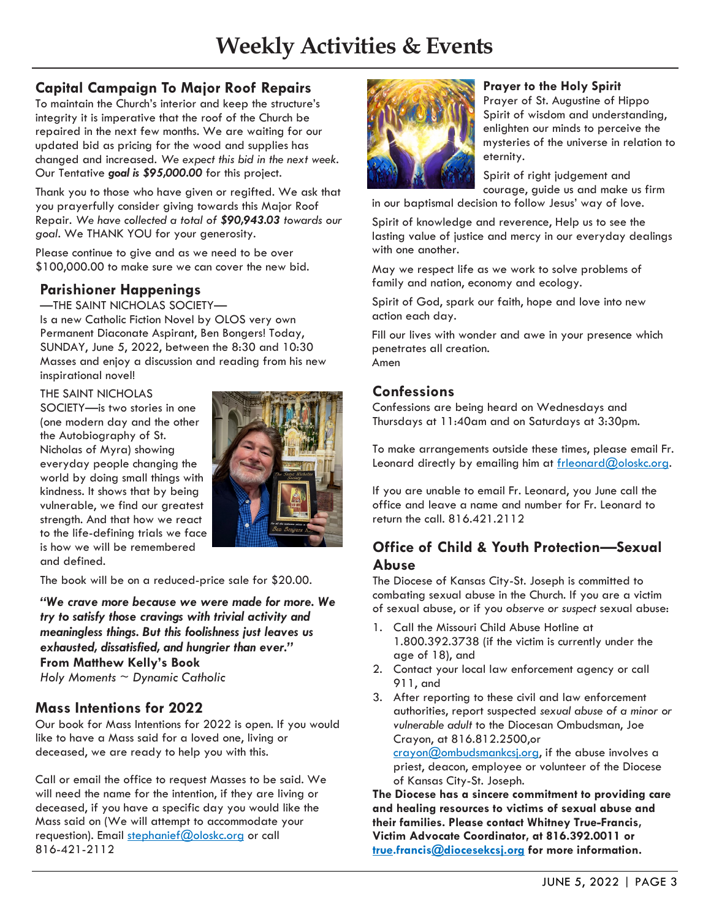# Weekly Activities & Events

## Capital Campaign To Major Roof Repairs

To maintain the Church's interior and keep the structure's integrity it is imperative that the roof of the Church be repaired in the next few months. We are waiting for our updated bid as pricing for the wood and supplies has changed and increased. *We expect this bid in the next week.* Our Tentative ***goal is $95,000.00*** for this project.

Thank you to those who have given or regifted. We ask that you prayerfully consider giving towards this Major Roof Repair. *We have collected a total of **$90,943.03** towards our goal*. We THANK YOU for your generosity.

Please continue to give and as we need to be over $100,000.00 to make sure we can cover the new bid.

## Parishioner Happenings

—THE SAINT NICHOLAS SOCIETY—

Is a new Catholic Fiction Novel by OLOS very own Permanent Diaconate Aspirant, Ben Bongers! Today, SUNDAY, June 5, 2022, between the 8:30 and 10:30 Masses and enjoy a discussion and reading from his new inspirational novel!

THE SAINT NICHOLAS SOCIETY—is two stories in one (one modern day and the other the Autobiography of St. Nicholas of Myra) showing everyday people changing the world by doing small things with kindness. It shows that by being vulnerable, we find our greatest strength. And that how we react to the life-defining trials we face is how we will be remembered and defined.

The book will be on a reduced-price sale for $20.00.

***"We crave more because we were made for more. We try to satisfy those cravings with trivial activity and meaningless things. But this foolishness just leaves us exhausted, dissatisfied, and hungrier than ever."***
**From Matthew Kelly's Book**
*Holy Moments ~ Dynamic Catholic*

## Mass Intentions for 2022

Our book for Mass Intentions for 2022 is open. If you would like to have a Mass said for a loved one, living or deceased, we are ready to help you with this.

Call or email the office to request Masses to be said. We will need the name for the intention, if they are living or deceased, if you have a specific day you would like the Mass said on (We will attempt to accommodate your requestion). Email stephanief@oloskc.org or call 816-421-2112

## Prayer to the Holy Spirit

Prayer of St. Augustine of Hippo
Spirit of wisdom and understanding, enlighten our minds to perceive the mysteries of the universe in relation to eternity.

Spirit of right judgement and courage, guide us and make us firm in our baptismal decision to follow Jesus' way of love.

Spirit of knowledge and reverence, Help us to see the lasting value of justice and mercy in our everyday dealings with one another.

May we respect life as we work to solve problems of family and nation, economy and ecology.

Spirit of God, spark our faith, hope and love into new action each day.

Fill our lives with wonder and awe in your presence which penetrates all creation.
Amen

## Confessions

Confessions are being heard on Wednesdays and Thursdays at 11:40am and on Saturdays at 3:30pm.

To make arrangements outside these times, please email Fr. Leonard directly by emailing him at frleonard@oloskc.org.

If you are unable to email Fr. Leonard, you June call the office and leave a name and number for Fr. Leonard to return the call. 816.421.2112

## Office of Child & Youth Protection—Sexual Abuse

The Diocese of Kansas City-St. Joseph is committed to combating sexual abuse in the Church. If you are a victim of sexual abuse, or if you *observe or suspect* sexual abuse:

1. Call the Missouri Child Abuse Hotline at 1.800.392.3738 (if the victim is currently under the age of 18), and
2. Contact your local law enforcement agency or call 911, and
3. After reporting to these civil and law enforcement authorities, report suspected *sexual abuse of a minor or vulnerable adult* to the Diocesan Ombudsman, Joe Crayon, at 816.812.2500,or crayon@ombudsmankcsj.org, if the abuse involves a priest, deacon, employee or volunteer of the Diocese of Kansas City-St. Joseph.

**The Diocese has a sincere commitment to providing care and healing resources to victims of sexual abuse and their families. Please contact Whitney True-Francis, Victim Advocate Coordinator, at 816.392.0011 or true.francis@diocesekcsj.org for more information.**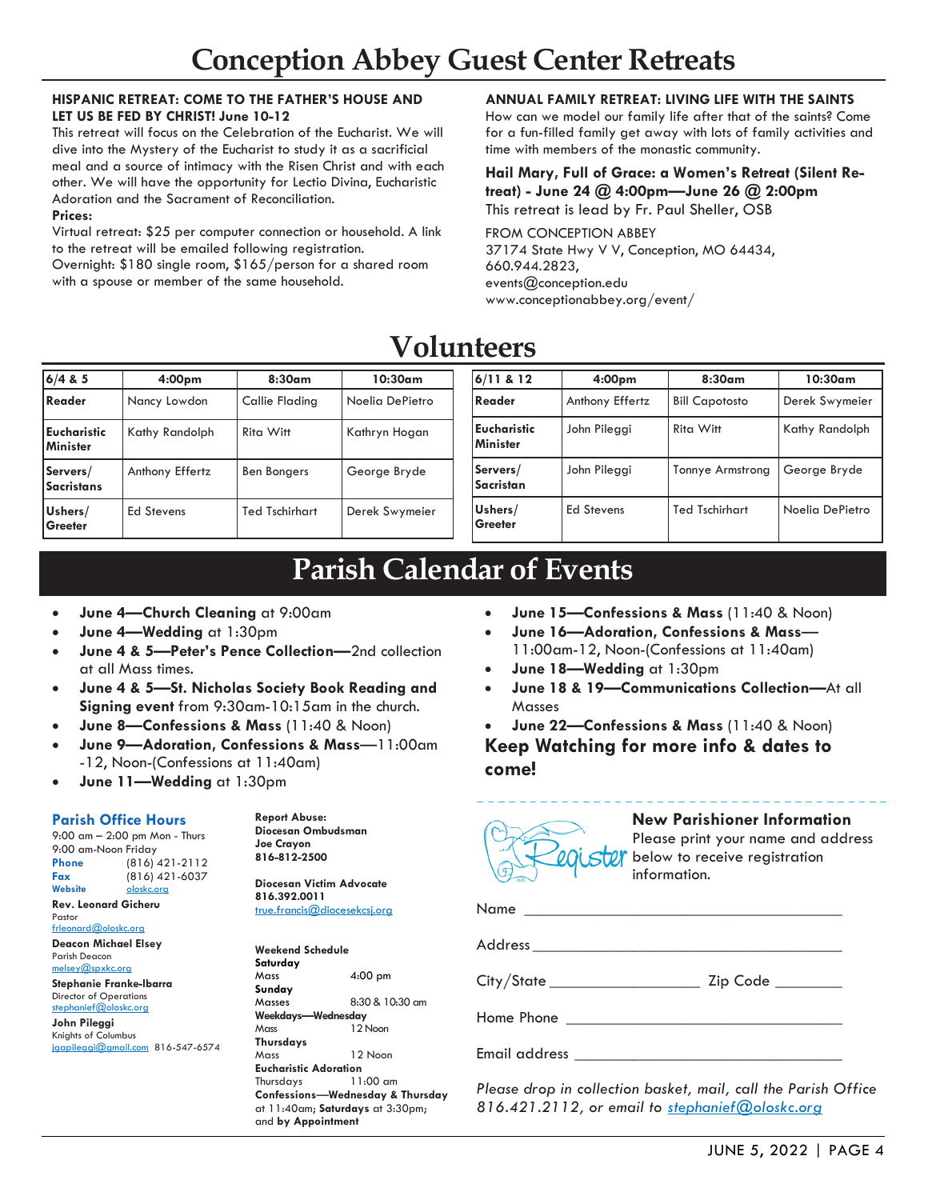# Conception Abbey Guest Center Retreats

**HISPANIC RETREAT: COME TO THE FATHER'S HOUSE AND LET US BE FED BY CHRIST! June 10-12**

This retreat will focus on the Celebration of the Eucharist. We will dive into the Mystery of the Eucharist to study it as a sacrificial meal and a source of intimacy with the Risen Christ and with each other. We will have the opportunity for Lectio Divina, Eucharistic Adoration and the Sacrament of Reconciliation.

**Prices:**

Virtual retreat: $25 per computer connection or household. A link to the retreat will be emailed following registration.

Overnight: $180 single room, $165/person for a shared room with a spouse or member of the same household.

**ANNUAL FAMILY RETREAT: LIVING LIFE WITH THE SAINTS**

How can we model our family life after that of the saints? Come for a fun-filled family get away with lots of family activities and time with members of the monastic community.

**Hail Mary, Full of Grace: a Women's Retreat (Silent Retreat) - June 24 @ 4:00pm—June 26 @ 2:00pm**

This retreat is lead by Fr. Paul Sheller, OSB

FROM CONCEPTION ABBEY
37174 State Hwy V V, Conception, MO 64434,
660.944.2823,
events@conception.edu
www.conceptionabbey.org/event/

# Volunteers

| 6/4 & 5 | 4:00pm | 8:30am | 10:30am |
|---|---|---|---|
| Reader | Nancy Lowdon | Callie Flading | Noelia DePietro |
| Eucharistic Minister | Kathy Randolph | Rita Witt | Kathryn Hogan |
| Servers/ Sacristans | Anthony Effertz | Ben Bongers | George Bryde |
| Ushers/ Greeter | Ed Stevens | Ted Tschirhart | Derek Swymeier |

| 6/11 & 12 | 4:00pm | 8:30am | 10:30am |
|---|---|---|---|
| Reader | Anthony Effertz | Bill Capotosto | Derek Swymeier |
| Eucharistic Minister | John Pileggi | Rita Witt | Kathy Randolph |
| Servers/ Sacristan | John Pileggi | Tonnye Armstrong | George Bryde |
| Ushers/ Greeter | Ed Stevens | Ted Tschirhart | Noelia DePietro |

# Parish Calendar of Events

- **June 4—Church Cleaning** at 9:00am
- **June 4—Wedding** at 1:30pm
- **June 4 & 5—Peter's Pence Collection—**2nd collection at all Mass times.
- **June 4 & 5—St. Nicholas Society Book Reading and Signing event** from 9:30am-10:15am in the church.
- **June 8—Confessions & Mass** (11:40 & Noon)
- **June 9—Adoration, Confessions & Mass**—11:00am -12, Noon-(Confessions at 11:40am)
- **June 11—Wedding** at 1:30pm
- **June 15—Confessions & Mass** (11:40 & Noon)
- **June 16—Adoration, Confessions & Mass—** 11:00am-12, Noon-(Confessions at 11:40am)
- **June 18—Wedding** at 1:30pm
- **June 18 & 19—Communications Collection—**At all Masses
- **June 22—Confessions & Mass** (11:40 & Noon)

**Keep Watching for more info & dates to come!**

### Parish Office Hours

9:00 am – 2:00 pm Mon - Thurs
9:00 am-Noon Friday

**Phone** (816) 421-2112
**Fax** (816) 421-6037
**Website** oloskc.org

**Rev. Leonard Gicheru**
Pastor
frleonard@oloskc.org

**Deacon Michael Elsey**
Parish Deacon
melsey@spxkc.org

**Stephanie Franke-Ibarra**
Director of Operations
stephanief@oloskc.org

**John Pileggi**
Knights of Columbus
jgapileggi@gmail.com 816-547-6574

**Report Abuse:**
**Diocesan Ombudsman**
**Joe Crayon**
**816-812-2500**

**Diocesan Victim Advocate**
**816.392.0011**
true.francis@diocesekcsj.org

**Weekend Schedule**
**Saturday**
Mass 4:00 pm
**Sunday**
Masses 8:30 & 10:30 am
**Weekdays—Wednesday**
Mass 12 Noon
**Thursdays**
Mass 12 Noon
**Eucharistic Adoration**
Thursdays 11:00 am
**Confessions—Wednesday & Thursday** at 11:40am; **Saturdays** at 3:30pm; and **by Appointment**

**New Parishioner Information**

Please print your name and address below to receive registration information.

Name ________________________________

Address ________________________________

City/State __________________ Zip Code ________

Home Phone ________________________________

Email address ________________________________

*Please drop in collection basket, mail, call the Parish Office 816.421.2112, or email to stephanief@oloskc.org*